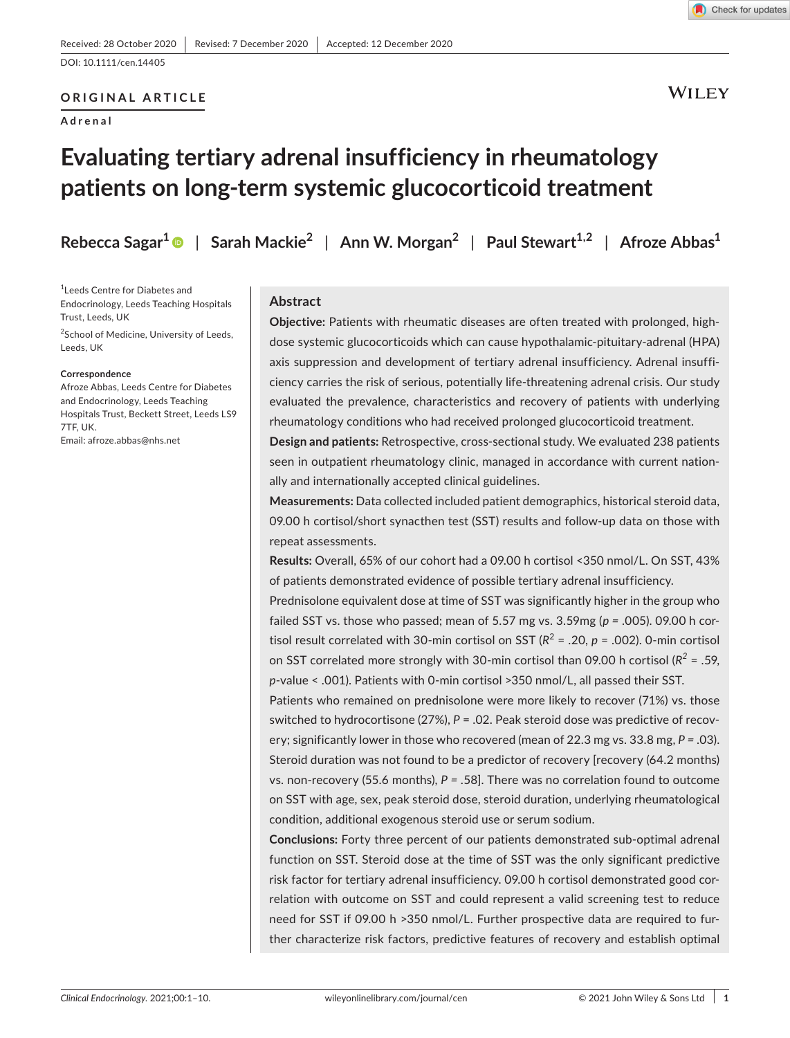Received: 28 October 2020 | Revised: 7 December 2020 | Accepted: 12 December 2020

DOI: 10.1111/cen.14405

ORIGINAL ARTICLE

Adrenal

# Evaluating tertiary adrenal insufficiency in rheumatology patients on long-term systemic glucocorticoid treatment

**Rebecca Sagar[1] | Sarah Mackie[2] | Ann W. Morgan[2] | Paul Stewart[1,2] | Afroze Abbas[1]**

[1]Leeds Centre for Diabetes and Endocrinology, Leeds Teaching Hospitals Trust, Leeds, UK

[2]School of Medicine, University of Leeds, Leeds, UK

**Correspondence**
Afroze Abbas, Leeds Centre for Diabetes and Endocrinology, Leeds Teaching Hospitals Trust, Beckett Street, Leeds LS9 7TF, UK.
Email: afroze.abbas@nhs.net

## Abstract

**Objective:** Patients with rheumatic diseases are often treated with prolonged, high-dose systemic glucocorticoids which can cause hypothalamic-pituitary-adrenal (HPA) axis suppression and development of tertiary adrenal insufficiency. Adrenal insufficiency carries the risk of serious, potentially life-threatening adrenal crisis. Our study evaluated the prevalence, characteristics and recovery of patients with underlying rheumatology conditions who had received prolonged glucocorticoid treatment.

**Design and patients:** Retrospective, cross-sectional study. We evaluated 238 patients seen in outpatient rheumatology clinic, managed in accordance with current nationally and internationally accepted clinical guidelines.

**Measurements:** Data collected included patient demographics, historical steroid data, 09.00 h cortisol/short synacthen test (SST) results and follow-up data on those with repeat assessments.

**Results:** Overall, 65% of our cohort had a 09.00 h cortisol <350 nmol/L. On SST, 43% of patients demonstrated evidence of possible tertiary adrenal insufficiency. Prednisolone equivalent dose at time of SST was significantly higher in the group who failed SST vs. those who passed; mean of 5.57 mg vs. 3.59mg ($p = .005$). 09.00 h cortisol result correlated with 30-min cortisol on SST ($R^2 = .20$, $p = .002$). 0-min cortisol on SST correlated more strongly with 30-min cortisol than 09.00 h cortisol ($R^2 = .59$, $p$-value < .001). Patients with 0-min cortisol >350 nmol/L, all passed their SST. Patients who remained on prednisolone were more likely to recover (71%) vs. those switched to hydrocortisone (27%), $P = .02$. Peak steroid dose was predictive of recovery; significantly lower in those who recovered (mean of 22.3 mg vs. 33.8 mg, $P = .03$). Steroid duration was not found to be a predictor of recovery [recovery (64.2 months) vs. non-recovery (55.6 months), $P = .58$]. There was no correlation found to outcome on SST with age, sex, peak steroid dose, steroid duration, underlying rheumatological condition, additional exogenous steroid use or serum sodium.

**Conclusions:** Forty three percent of our patients demonstrated sub-optimal adrenal function on SST. Steroid dose at the time of SST was the only significant predictive risk factor for tertiary adrenal insufficiency. 09.00 h cortisol demonstrated good correlation with outcome on SST and could represent a valid screening test to reduce need for SST if 09.00 h >350 nmol/L. Further prospective data are required to further characterize risk factors, predictive features of recovery and establish optimal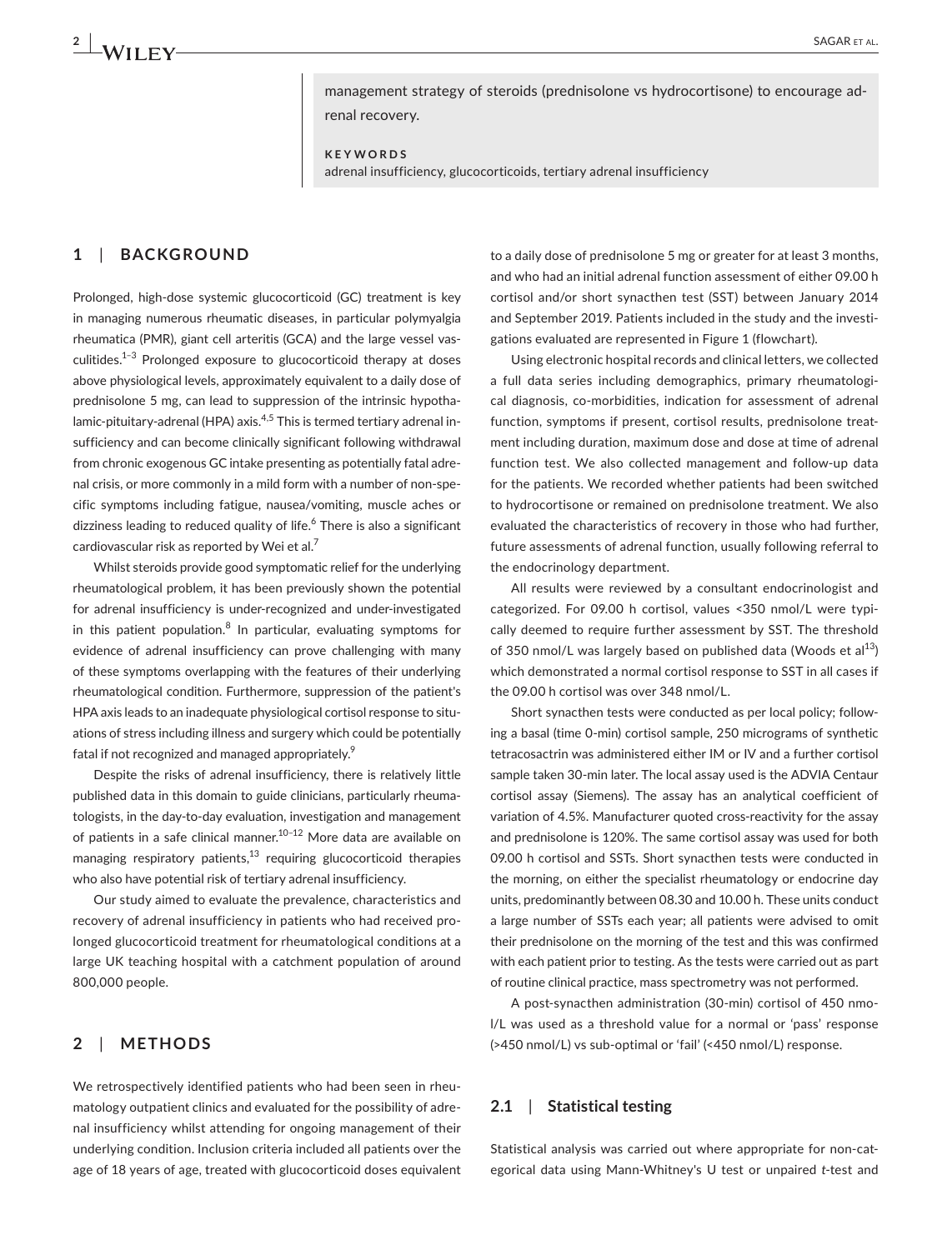management strategy of steroids (prednisolone vs hydrocortisone) to encourage adrenal recovery.

**KEYWORDS**

adrenal insufficiency, glucocorticoids, tertiary adrenal insufficiency

## 1 | BACKGROUND

Prolonged, high-dose systemic glucocorticoid (GC) treatment is key in managing numerous rheumatic diseases, in particular polymyalgia rheumatica (PMR), giant cell arteritis (GCA) and the large vessel vasculitides.[1–3] Prolonged exposure to glucocorticoid therapy at doses above physiological levels, approximately equivalent to a daily dose of prednisolone 5 mg, can lead to suppression of the intrinsic hypothalamic-pituitary-adrenal (HPA) axis.[4,5] This is termed tertiary adrenal insufficiency and can become clinically significant following withdrawal from chronic exogenous GC intake presenting as potentially fatal adrenal crisis, or more commonly in a mild form with a number of non-specific symptoms including fatigue, nausea/vomiting, muscle aches or dizziness leading to reduced quality of life.[6] There is also a significant cardiovascular risk as reported by Wei et al.[7]

Whilst steroids provide good symptomatic relief for the underlying rheumatological problem, it has been previously shown the potential for adrenal insufficiency is under-recognized and under-investigated in this patient population.[8] In particular, evaluating symptoms for evidence of adrenal insufficiency can prove challenging with many of these symptoms overlapping with the features of their underlying rheumatological condition. Furthermore, suppression of the patient's HPA axis leads to an inadequate physiological cortisol response to situations of stress including illness and surgery which could be potentially fatal if not recognized and managed appropriately.[9]

Despite the risks of adrenal insufficiency, there is relatively little published data in this domain to guide clinicians, particularly rheumatologists, in the day-to-day evaluation, investigation and management of patients in a safe clinical manner.[10–12] More data are available on managing respiratory patients,[13] requiring glucocorticoid therapies who also have potential risk of tertiary adrenal insufficiency.

Our study aimed to evaluate the prevalence, characteristics and recovery of adrenal insufficiency in patients who had received prolonged glucocorticoid treatment for rheumatological conditions at a large UK teaching hospital with a catchment population of around 800,000 people.

## 2 | METHODS

We retrospectively identified patients who had been seen in rheumatology outpatient clinics and evaluated for the possibility of adrenal insufficiency whilst attending for ongoing management of their underlying condition. Inclusion criteria included all patients over the age of 18 years of age, treated with glucocorticoid doses equivalent to a daily dose of prednisolone 5 mg or greater for at least 3 months, and who had an initial adrenal function assessment of either 09.00 h cortisol and/or short synacthen test (SST) between January 2014 and September 2019. Patients included in the study and the investigations evaluated are represented in Figure 1 (flowchart).

Using electronic hospital records and clinical letters, we collected a full data series including demographics, primary rheumatological diagnosis, co-morbidities, indication for assessment of adrenal function, symptoms if present, cortisol results, prednisolone treatment including duration, maximum dose and dose at time of adrenal function test. We also collected management and follow-up data for the patients. We recorded whether patients had been switched to hydrocortisone or remained on prednisolone treatment. We also evaluated the characteristics of recovery in those who had further, future assessments of adrenal function, usually following referral to the endocrinology department.

All results were reviewed by a consultant endocrinologist and categorized. For 09.00 h cortisol, values <350 nmol/L were typically deemed to require further assessment by SST. The threshold of 350 nmol/L was largely based on published data (Woods et al[13]) which demonstrated a normal cortisol response to SST in all cases if the 09.00 h cortisol was over 348 nmol/L.

Short synacthen tests were conducted as per local policy; following a basal (time 0-min) cortisol sample, 250 micrograms of synthetic tetracosactrin was administered either IM or IV and a further cortisol sample taken 30-min later. The local assay used is the ADVIA Centaur cortisol assay (Siemens). The assay has an analytical coefficient of variation of 4.5%. Manufacturer quoted cross-reactivity for the assay and prednisolone is 120%. The same cortisol assay was used for both 09.00 h cortisol and SSTs. Short synacthen tests were conducted in the morning, on either the specialist rheumatology or endocrine day units, predominantly between 08.30 and 10.00 h. These units conduct a large number of SSTs each year; all patients were advised to omit their prednisolone on the morning of the test and this was confirmed with each patient prior to testing. As the tests were carried out as part of routine clinical practice, mass spectrometry was not performed.

A post-synacthen administration (30-min) cortisol of 450 nmol/L was used as a threshold value for a normal or 'pass' response (>450 nmol/L) vs sub-optimal or 'fail' (<450 nmol/L) response.

### 2.1 | Statistical testing

Statistical analysis was carried out where appropriate for non-categorical data using Mann-Whitney's U test or unpaired *t*-test and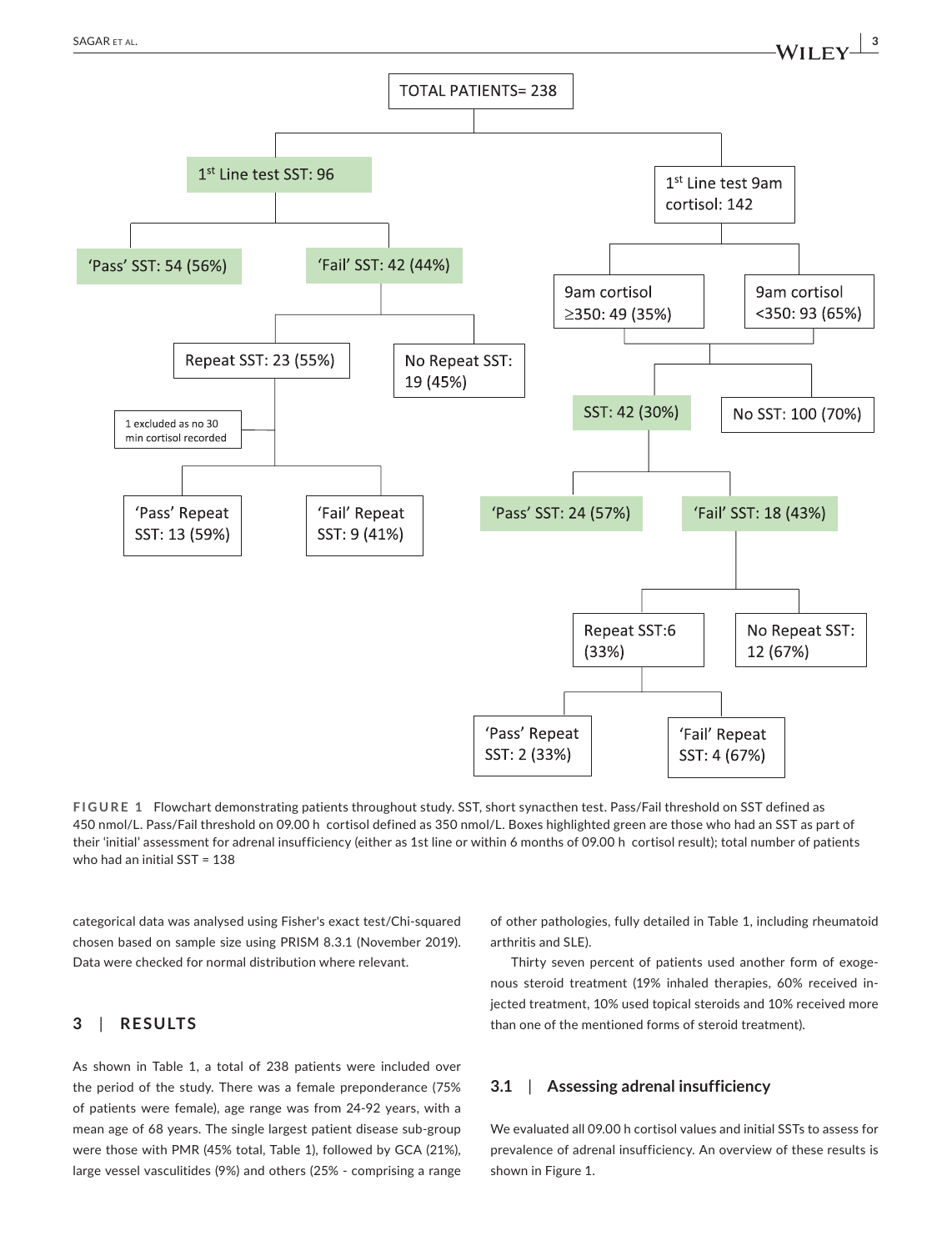- TOTAL PATIENTS= 238
  - 1st Line test SST: 96
    - 'Pass' SST: 54 (56%)
    - 'Fail' SST: 42 (44%)
      - Repeat SST: 23 (55%)
        - 1 excluded as no 30 min cortisol recorded
        - 'Pass' Repeat SST: 13 (59%)
        - 'Fail' Repeat SST: 9 (41%)
      - No Repeat SST: 19 (45%)
  - 1st Line test 9am cortisol: 142
    - 9am cortisol ≥350: 49 (35%)
    - 9am cortisol <350: 93 (65%)
      - SST: 42 (30%)
        - 'Pass' SST: 24 (57%)
        - 'Fail' SST: 18 (43%)
          - Repeat SST:6 (33%)
            - 'Pass' Repeat SST: 2 (33%)
            - 'Fail' Repeat SST: 4 (67%)
          - No Repeat SST: 12 (67%)
      - No SST: 100 (70%)

**FIGURE 1** Flowchart demonstrating patients throughout study. SST, short synacthen test. Pass/Fail threshold on SST defined as 450 nmol/L. Pass/Fail threshold on 09.00 h cortisol defined as 350 nmol/L. Boxes highlighted green are those who had an SST as part of their 'initial' assessment for adrenal insufficiency (either as 1st line or within 6 months of 09.00 h cortisol result); total number of patients who had an initial SST = 138

categorical data was analysed using Fisher's exact test/Chi-squared chosen based on sample size using PRISM 8.3.1 (November 2019). Data were checked for normal distribution where relevant.

## 3 | RESULTS

As shown in Table 1, a total of 238 patients were included over the period of the study. There was a female preponderance (75% of patients were female), age range was from 24-92 years, with a mean age of 68 years. The single largest patient disease sub-group were those with PMR (45% total, Table 1), followed by GCA (21%), large vessel vasculitides (9%) and others (25% - comprising a range of other pathologies, fully detailed in Table 1, including rheumatoid arthritis and SLE).

Thirty seven percent of patients used another form of exogenous steroid treatment (19% inhaled therapies, 60% received injected treatment, 10% used topical steroids and 10% received more than one of the mentioned forms of steroid treatment).

### 3.1 | Assessing adrenal insufficiency

We evaluated all 09.00 h cortisol values and initial SSTs to assess for prevalence of adrenal insufficiency. An overview of these results is shown in Figure 1.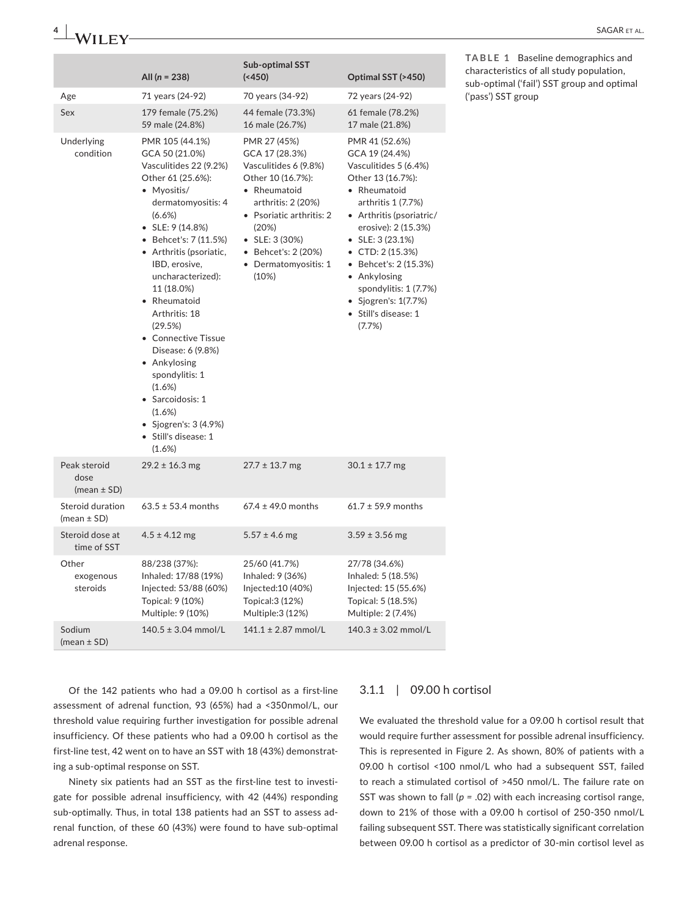**TABLE 1** Baseline demographics and characteristics of all study population, sub-optimal ('fail') SST group and optimal ('pass') SST group

| | All (*n* = 238) | Sub-optimal SST (<450) | Optimal SST (>450) |
|---|---|---|---|
| Age | 71 years (24-92) | 70 years (34-92) | 72 years (24-92) |
| Sex | 179 female (75.2%)<br>59 male (24.8%) | 44 female (73.3%)<br>16 male (26.7%) | 61 female (78.2%)<br>17 male (21.8%) |
| Underlying condition | PMR 105 (44.1%)<br>GCA 50 (21.0%)<br>Vasculitides 22 (9.2%)<br>Other 61 (25.6%):<br>• Myositis/ dermatomyositis: 4 (6.6%)<br>• SLE: 9 (14.8%)<br>• Behcet's: 7 (11.5%)<br>• Arthritis (psoriatic, IBD, erosive, uncharacterized): 11 (18.0%)<br>• Rheumatoid Arthritis: 18 (29.5%)<br>• Connective Tissue Disease: 6 (9.8%)<br>• Ankylosing spondylitis: 1 (1.6%)<br>• Sarcoidosis: 1 (1.6%)<br>• Sjogren's: 3 (4.9%)<br>• Still's disease: 1 (1.6%) | PMR 27 (45%)<br>GCA 17 (28.3%)<br>Vasculitides 6 (9.8%)<br>Other 10 (16.7%):<br>• Rheumatoid arthritis: 2 (20%)<br>• Psoriatic arthritis: 2 (20%)<br>• SLE: 3 (30%)<br>• Behcet's: 2 (20%)<br>• Dermatomyositis: 1 (10%) | PMR 41 (52.6%)<br>GCA 19 (24.4%)<br>Vasculitides 5 (6.4%)<br>Other 13 (16.7%):<br>• Rheumatoid arthritis 1 (7.7%)<br>• Arthritis (psoriatic/ erosive): 2 (15.3%)<br>• SLE: 3 (23.1%)<br>• CTD: 2 (15.3%)<br>• Behcet's: 2 (15.3%)<br>• Ankylosing spondylitis: 1 (7.7%)<br>• Sjogren's: 1(7.7%)<br>• Still's disease: 1 (7.7%) |
| Peak steroid dose (mean ± SD) | 29.2 ± 16.3 mg | 27.7 ± 13.7 mg | 30.1 ± 17.7 mg |
| Steroid duration (mean ± SD) | 63.5 ± 53.4 months | 67.4 ± 49.0 months | 61.7 ± 59.9 months |
| Steroid dose at time of SST | 4.5 ± 4.12 mg | 5.57 ± 4.6 mg | 3.59 ± 3.56 mg |
| Other exogenous steroids | 88/238 (37%):<br>Inhaled: 17/88 (19%)<br>Injected: 53/88 (60%)<br>Topical: 9 (10%)<br>Multiple: 9 (10%) | 25/60 (41.7%)<br>Inhaled: 9 (36%)<br>Injected:10 (40%)<br>Topical:3 (12%)<br>Multiple:3 (12%) | 27/78 (34.6%)<br>Inhaled: 5 (18.5%)<br>Injected: 15 (55.6%)<br>Topical: 5 (18.5%)<br>Multiple: 2 (7.4%) |
| Sodium (mean ± SD) | 140.5 ± 3.04 mmol/L | 141.1 ± 2.87 mmol/L | 140.3 ± 3.02 mmol/L |

Of the 142 patients who had a 09.00 h cortisol as a first-line assessment of adrenal function, 93 (65%) had a <350nmol/L, our threshold value requiring further investigation for possible adrenal insufficiency. Of these patients who had a 09.00 h cortisol as the first-line test, 42 went on to have an SST with 18 (43%) demonstrating a sub-optimal response on SST.

Ninety six patients had an SST as the first-line test to investigate for possible adrenal insufficiency, with 42 (44%) responding sub-optimally. Thus, in total 138 patients had an SST to assess adrenal function, of these 60 (43%) were found to have sub-optimal adrenal response.

### 3.1.1 | 09.00 h cortisol

We evaluated the threshold value for a 09.00 h cortisol result that would require further assessment for possible adrenal insufficiency. This is represented in Figure 2. As shown, 80% of patients with a 09.00 h cortisol <100 nmol/L who had a subsequent SST, failed to reach a stimulated cortisol of >450 nmol/L. The failure rate on SST was shown to fall ($p$ = .02) with each increasing cortisol range, down to 21% of those with a 09.00 h cortisol of 250-350 nmol/L failing subsequent SST. There was statistically significant correlation between 09.00 h cortisol as a predictor of 30-min cortisol level as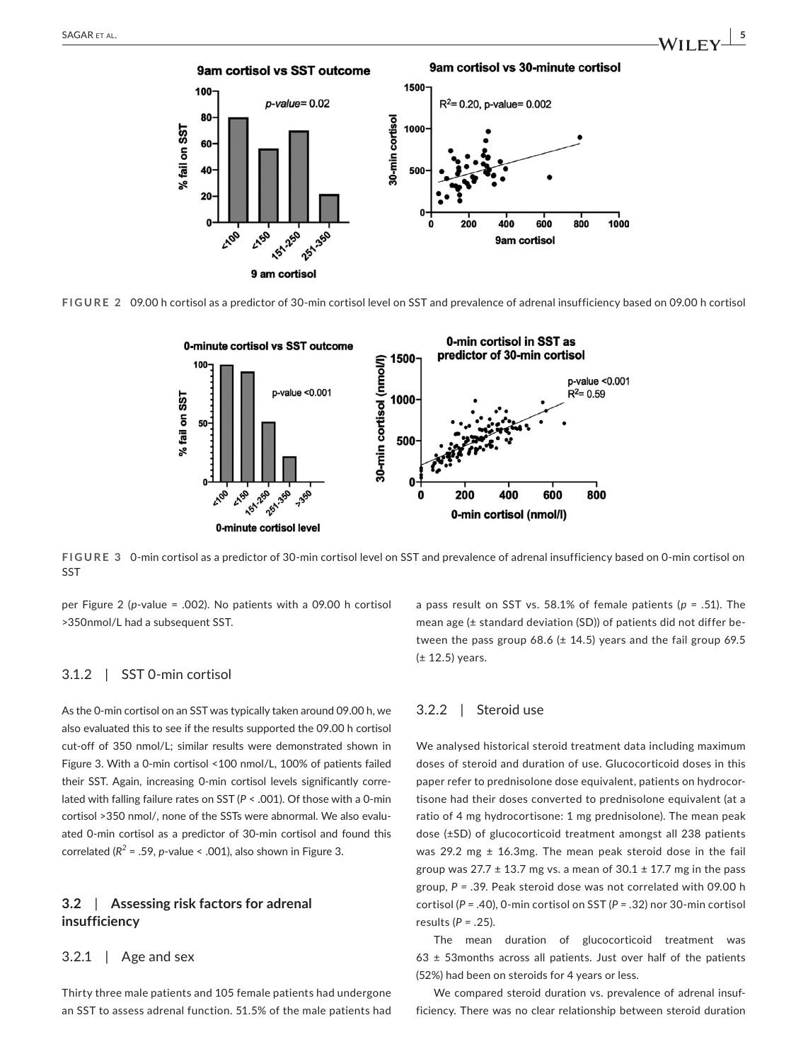**FIGURE 2** 09.00 h cortisol as a predictor of 30-min cortisol level on SST and prevalence of adrenal insufficiency based on 09.00 h cortisol

**FIGURE 3** 0-min cortisol as a predictor of 30-min cortisol level on SST and prevalence of adrenal insufficiency based on 0-min cortisol on SST

per Figure 2 (*p*-value = .002). No patients with a 09.00 h cortisol >350nmol/L had a subsequent SST.

### 3.1.2 | SST 0-min cortisol

As the 0-min cortisol on an SST was typically taken around 09.00 h, we also evaluated this to see if the results supported the 09.00 h cortisol cut-off of 350 nmol/L; similar results were demonstrated shown in Figure 3. With a 0-min cortisol <100 nmol/L, 100% of patients failed their SST. Again, increasing 0-min cortisol levels significantly correlated with falling failure rates on SST ($P < .001$). Of those with a 0-min cortisol >350 nmol/, none of the SSTs were abnormal. We also evaluated 0-min cortisol as a predictor of 30-min cortisol and found this correlated ($R^2 = .59$, *p*-value < .001), also shown in Figure 3.

## 3.2 | Assessing risk factors for adrenal insufficiency

### 3.2.1 | Age and sex

Thirty three male patients and 105 female patients had undergone an SST to assess adrenal function. 51.5% of the male patients had a pass result on SST vs. 58.1% of female patients ($p = .51$). The mean age (± standard deviation (SD)) of patients did not differ between the pass group 68.6 (± 14.5) years and the fail group 69.5 (± 12.5) years.

### 3.2.2 | Steroid use

We analysed historical steroid treatment data including maximum doses of steroid and duration of use. Glucocorticoid doses in this paper refer to prednisolone dose equivalent, patients on hydrocortisone had their doses converted to prednisolone equivalent (at a ratio of 4 mg hydrocortisone: 1 mg prednisolone). The mean peak dose (±SD) of glucocorticoid treatment amongst all 238 patients was 29.2 mg ± 16.3mg. The mean peak steroid dose in the fail group was 27.7 ± 13.7 mg vs. a mean of 30.1 ± 17.7 mg in the pass group, $P = .39$. Peak steroid dose was not correlated with 09.00 h cortisol ($P = .40$), 0-min cortisol on SST ($P = .32$) nor 30-min cortisol results ($P = .25$).

The mean duration of glucocorticoid treatment was 63 ± 53months across all patients. Just over half of the patients (52%) had been on steroids for 4 years or less.

We compared steroid duration vs. prevalence of adrenal insufficiency. There was no clear relationship between steroid duration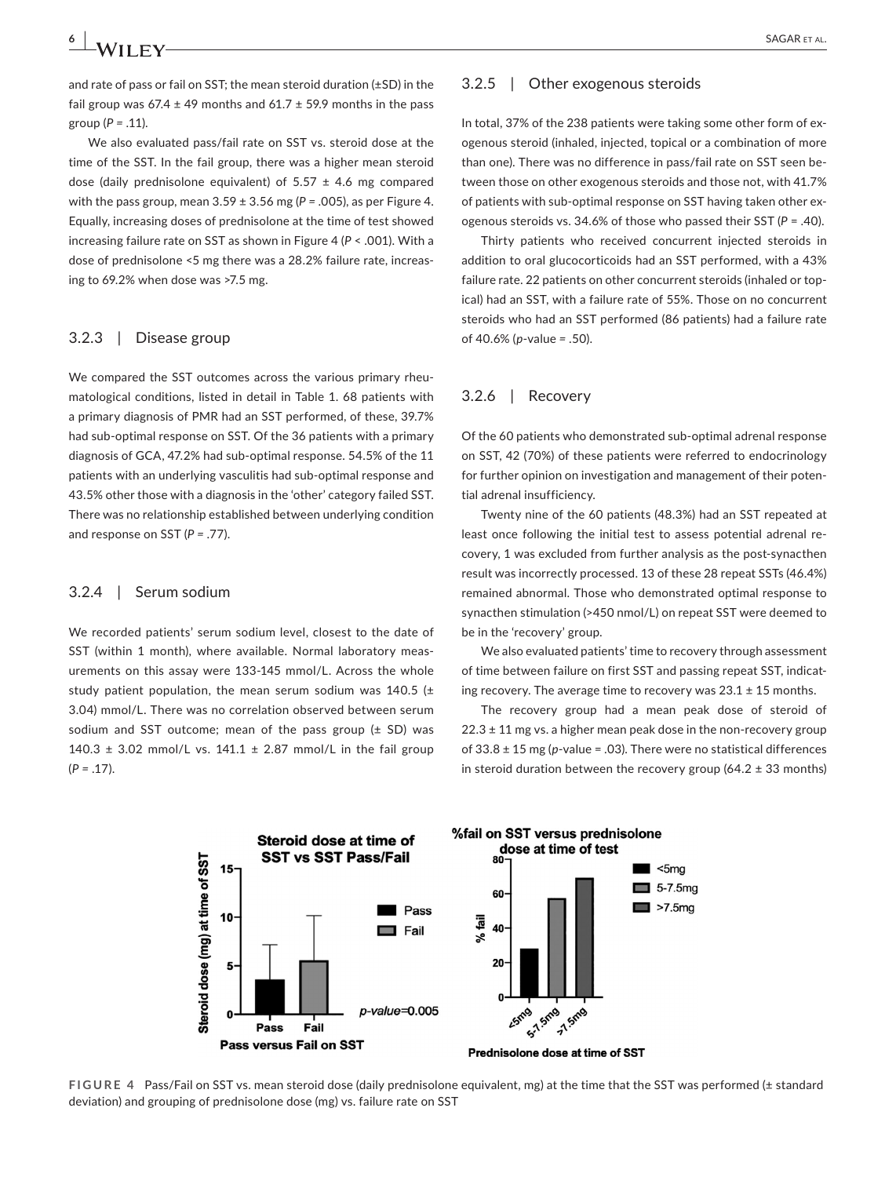and rate of pass or fail on SST; the mean steroid duration (±SD) in the fail group was 67.4 ± 49 months and 61.7 ± 59.9 months in the pass group (*P* = .11).

We also evaluated pass/fail rate on SST vs. steroid dose at the time of the SST. In the fail group, there was a higher mean steroid dose (daily prednisolone equivalent) of 5.57 ± 4.6 mg compared with the pass group, mean 3.59 ± 3.56 mg (*P* = .005), as per Figure 4. Equally, increasing doses of prednisolone at the time of test showed increasing failure rate on SST as shown in Figure 4 (*P* < .001). With a dose of prednisolone <5 mg there was a 28.2% failure rate, increasing to 69.2% when dose was >7.5 mg.

### 3.2.3 | Disease group

We compared the SST outcomes across the various primary rheumatological conditions, listed in detail in Table 1. 68 patients with a primary diagnosis of PMR had an SST performed, of these, 39.7% had sub-optimal response on SST. Of the 36 patients with a primary diagnosis of GCA, 47.2% had sub-optimal response. 54.5% of the 11 patients with an underlying vasculitis had sub-optimal response and 43.5% other those with a diagnosis in the 'other' category failed SST. There was no relationship established between underlying condition and response on SST (*P* = .77).

### 3.2.4 | Serum sodium

We recorded patients' serum sodium level, closest to the date of SST (within 1 month), where available. Normal laboratory measurements on this assay were 133-145 mmol/L. Across the whole study patient population, the mean serum sodium was 140.5 (± 3.04) mmol/L. There was no correlation observed between serum sodium and SST outcome; mean of the pass group (± SD) was 140.3 ± 3.02 mmol/L vs. 141.1 ± 2.87 mmol/L in the fail group (*P* = .17).

### 3.2.5 | Other exogenous steroids

In total, 37% of the 238 patients were taking some other form of exogenous steroid (inhaled, injected, topical or a combination of more than one). There was no difference in pass/fail rate on SST seen between those on other exogenous steroids and those not, with 41.7% of patients with sub-optimal response on SST having taken other exogenous steroids vs. 34.6% of those who passed their SST (*P* = .40).

Thirty patients who received concurrent injected steroids in addition to oral glucocorticoids had an SST performed, with a 43% failure rate. 22 patients on other concurrent steroids (inhaled or topical) had an SST, with a failure rate of 55%. Those on no concurrent steroids who had an SST performed (86 patients) had a failure rate of 40.6% (*p*-value = .50).

### 3.2.6 | Recovery

Of the 60 patients who demonstrated sub-optimal adrenal response on SST, 42 (70%) of these patients were referred to endocrinology for further opinion on investigation and management of their potential adrenal insufficiency.

Twenty nine of the 60 patients (48.3%) had an SST repeated at least once following the initial test to assess potential adrenal recovery, 1 was excluded from further analysis as the post-synacthen result was incorrectly processed. 13 of these 28 repeat SSTs (46.4%) remained abnormal. Those who demonstrated optimal response to synacthen stimulation (>450 nmol/L) on repeat SST were deemed to be in the 'recovery' group.

We also evaluated patients' time to recovery through assessment of time between failure on first SST and passing repeat SST, indicating recovery. The average time to recovery was 23.1 ± 15 months.

The recovery group had a mean peak dose of steroid of 22.3 ± 11 mg vs. a higher mean peak dose in the non-recovery group of 33.8 ± 15 mg (*p*-value = .03). There were no statistical differences in steroid duration between the recovery group (64.2 ± 33 months)

**FIGURE 4** Pass/Fail on SST vs. mean steroid dose (daily prednisolone equivalent, mg) at the time that the SST was performed (± standard deviation) and grouping of prednisolone dose (mg) vs. failure rate on SST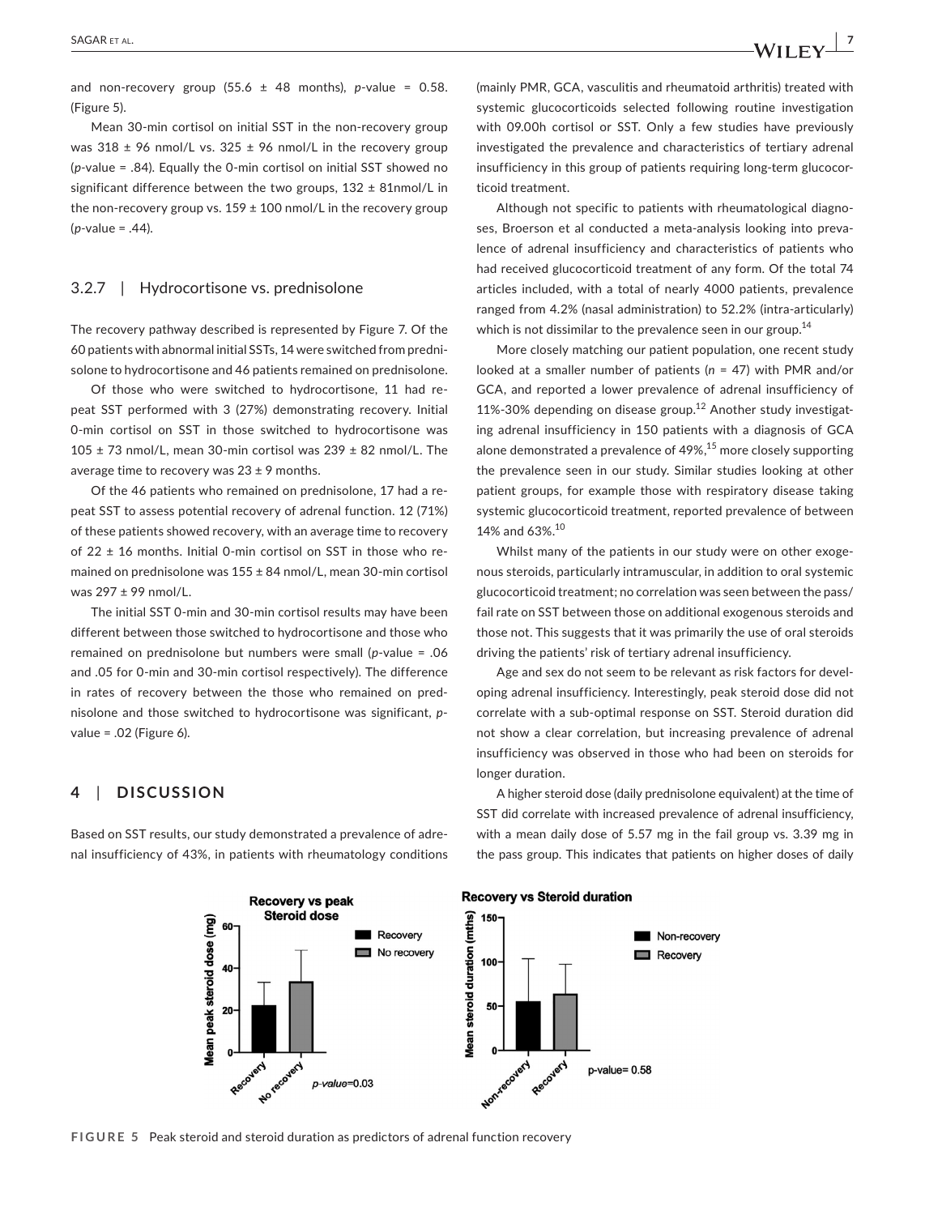and non-recovery group (55.6 ± 48 months), *p*-value = 0.58. (Figure 5).

Mean 30-min cortisol on initial SST in the non-recovery group was 318 ± 96 nmol/L vs. 325 ± 96 nmol/L in the recovery group (*p*-value = .84). Equally the 0-min cortisol on initial SST showed no significant difference between the two groups, 132 ± 81nmol/L in the non-recovery group vs. 159 ± 100 nmol/L in the recovery group (*p*-value = .44).

### 3.2.7 | Hydrocortisone vs. prednisolone

The recovery pathway described is represented by Figure 7. Of the 60 patients with abnormal initial SSTs, 14 were switched from prednisolone to hydrocortisone and 46 patients remained on prednisolone.

Of those who were switched to hydrocortisone, 11 had repeat SST performed with 3 (27%) demonstrating recovery. Initial 0-min cortisol on SST in those switched to hydrocortisone was 105 ± 73 nmol/L, mean 30-min cortisol was 239 ± 82 nmol/L. The average time to recovery was 23 ± 9 months.

Of the 46 patients who remained on prednisolone, 17 had a repeat SST to assess potential recovery of adrenal function. 12 (71%) of these patients showed recovery, with an average time to recovery of 22 ± 16 months. Initial 0-min cortisol on SST in those who remained on prednisolone was 155 ± 84 nmol/L, mean 30-min cortisol was 297 ± 99 nmol/L.

The initial SST 0-min and 30-min cortisol results may have been different between those switched to hydrocortisone and those who remained on prednisolone but numbers were small (*p*-value = .06 and .05 for 0-min and 30-min cortisol respectively). The difference in rates of recovery between the those who remained on prednisolone and those switched to hydrocortisone was significant, *p*-value = .02 (Figure 6).

## 4 | DISCUSSION

Based on SST results, our study demonstrated a prevalence of adrenal insufficiency of 43%, in patients with rheumatology conditions (mainly PMR, GCA, vasculitis and rheumatoid arthritis) treated with systemic glucocorticoids selected following routine investigation with 09.00h cortisol or SST. Only a few studies have previously investigated the prevalence and characteristics of tertiary adrenal insufficiency in this group of patients requiring long-term glucocorticoid treatment.

Although not specific to patients with rheumatological diagnoses, Broerson et al conducted a meta-analysis looking into prevalence of adrenal insufficiency and characteristics of patients who had received glucocorticoid treatment of any form. Of the total 74 articles included, with a total of nearly 4000 patients, prevalence ranged from 4.2% (nasal administration) to 52.2% (intra-articularly) which is not dissimilar to the prevalence seen in our group.[14]

More closely matching our patient population, one recent study looked at a smaller number of patients ($n$ = 47) with PMR and/or GCA, and reported a lower prevalence of adrenal insufficiency of 11%-30% depending on disease group.[12] Another study investigating adrenal insufficiency in 150 patients with a diagnosis of GCA alone demonstrated a prevalence of 49%,[15] more closely supporting the prevalence seen in our study. Similar studies looking at other patient groups, for example those with respiratory disease taking systemic glucocorticoid treatment, reported prevalence of between 14% and 63%.[10]

Whilst many of the patients in our study were on other exogenous steroids, particularly intramuscular, in addition to oral systemic glucocorticoid treatment; no correlation was seen between the pass/fail rate on SST between those on additional exogenous steroids and those not. This suggests that it was primarily the use of oral steroids driving the patients' risk of tertiary adrenal insufficiency.

Age and sex do not seem to be relevant as risk factors for developing adrenal insufficiency. Interestingly, peak steroid dose did not correlate with a sub-optimal response on SST. Steroid duration did not show a clear correlation, but increasing prevalence of adrenal insufficiency was observed in those who had been on steroids for longer duration.

A higher steroid dose (daily prednisolone equivalent) at the time of SST did correlate with increased prevalence of adrenal insufficiency, with a mean daily dose of 5.57 mg in the fail group vs. 3.39 mg in the pass group. This indicates that patients on higher doses of daily

**FIGURE 5** Peak steroid and steroid duration as predictors of adrenal function recovery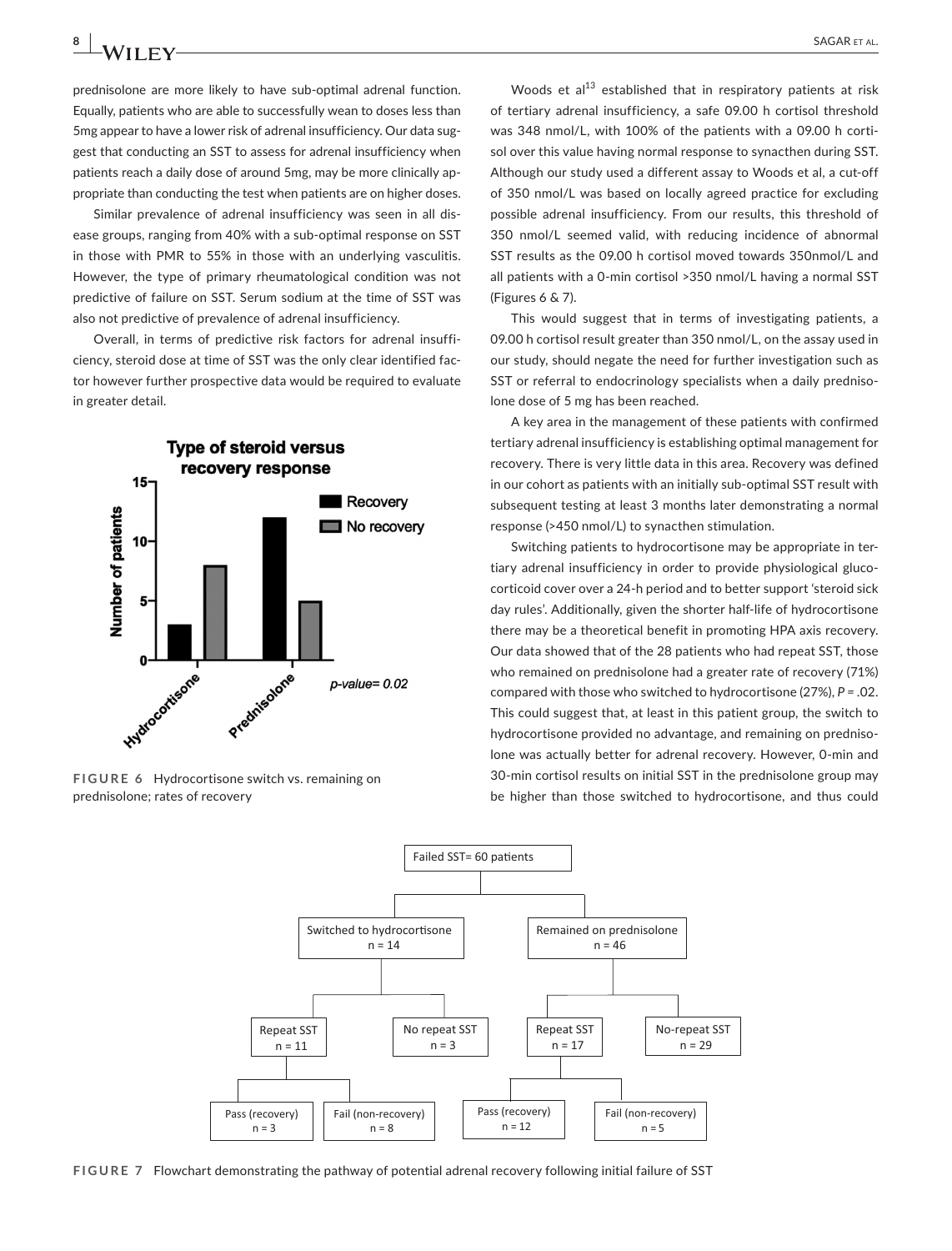prednisolone are more likely to have sub-optimal adrenal function. Equally, patients who are able to successfully wean to doses less than 5mg appear to have a lower risk of adrenal insufficiency. Our data suggest that conducting an SST to assess for adrenal insufficiency when patients reach a daily dose of around 5mg, may be more clinically appropriate than conducting the test when patients are on higher doses.

Similar prevalence of adrenal insufficiency was seen in all disease groups, ranging from 40% with a sub-optimal response on SST in those with PMR to 55% in those with an underlying vasculitis. However, the type of primary rheumatological condition was not predictive of failure on SST. Serum sodium at the time of SST was also not predictive of prevalence of adrenal insufficiency.

Overall, in terms of predictive risk factors for adrenal insufficiency, steroid dose at time of SST was the only clear identified factor however further prospective data would be required to evaluate in greater detail.

**Type of steroid versus recovery response**

| | Recovery | No recovery |
|---|---|---|
| Hydrocortisone | 3 | 8 |
| Prednisolone | 12 | 5 |

*p-value= 0.02*

**FIGURE 6** Hydrocortisone switch vs. remaining on prednisolone; rates of recovery

Woods et al[13] established that in respiratory patients at risk of tertiary adrenal insufficiency, a safe 09.00 h cortisol threshold was 348 nmol/L, with 100% of the patients with a 09.00 h cortisol over this value having normal response to synacthen during SST. Although our study used a different assay to Woods et al, a cut-off of 350 nmol/L was based on locally agreed practice for excluding possible adrenal insufficiency. From our results, this threshold of 350 nmol/L seemed valid, with reducing incidence of abnormal SST results as the 09.00 h cortisol moved towards 350nmol/L and all patients with a 0-min cortisol >350 nmol/L having a normal SST (Figures 6 & 7).

This would suggest that in terms of investigating patients, a 09.00 h cortisol result greater than 350 nmol/L, on the assay used in our study, should negate the need for further investigation such as SST or referral to endocrinology specialists when a daily prednisolone dose of 5 mg has been reached.

A key area in the management of these patients with confirmed tertiary adrenal insufficiency is establishing optimal management for recovery. There is very little data in this area. Recovery was defined in our cohort as patients with an initially sub-optimal SST result with subsequent testing at least 3 months later demonstrating a normal response (>450 nmol/L) to synacthen stimulation.

Switching patients to hydrocortisone may be appropriate in tertiary adrenal insufficiency in order to provide physiological glucocorticoid cover over a 24-h period and to better support 'steroid sick day rules'. Additionally, given the shorter half-life of hydrocortisone there may be a theoretical benefit in promoting HPA axis recovery. Our data showed that of the 28 patients who had repeat SST, those who remained on prednisolone had a greater rate of recovery (71%) compared with those who switched to hydrocortisone (27%), $P = .02$. This could suggest that, at least in this patient group, the switch to hydrocortisone provided no advantage, and remaining on prednisolone was actually better for adrenal recovery. However, 0-min and 30-min cortisol results on initial SST in the prednisolone group may be higher than those switched to hydrocortisone, and thus could

- Failed SST= 60 patients
  - Switched to hydrocortisone n = 14
    - Repeat SST n = 11
      - Pass (recovery) n = 3
      - Fail (non-recovery) n = 8
    - No repeat SST n = 3
  - Remained on prednisolone n = 46
    - Repeat SST n = 17
      - Pass (recovery) n = 12
      - Fail (non-recovery) n = 5
    - No-repeat SST n = 29

**FIGURE 7** Flowchart demonstrating the pathway of potential adrenal recovery following initial failure of SST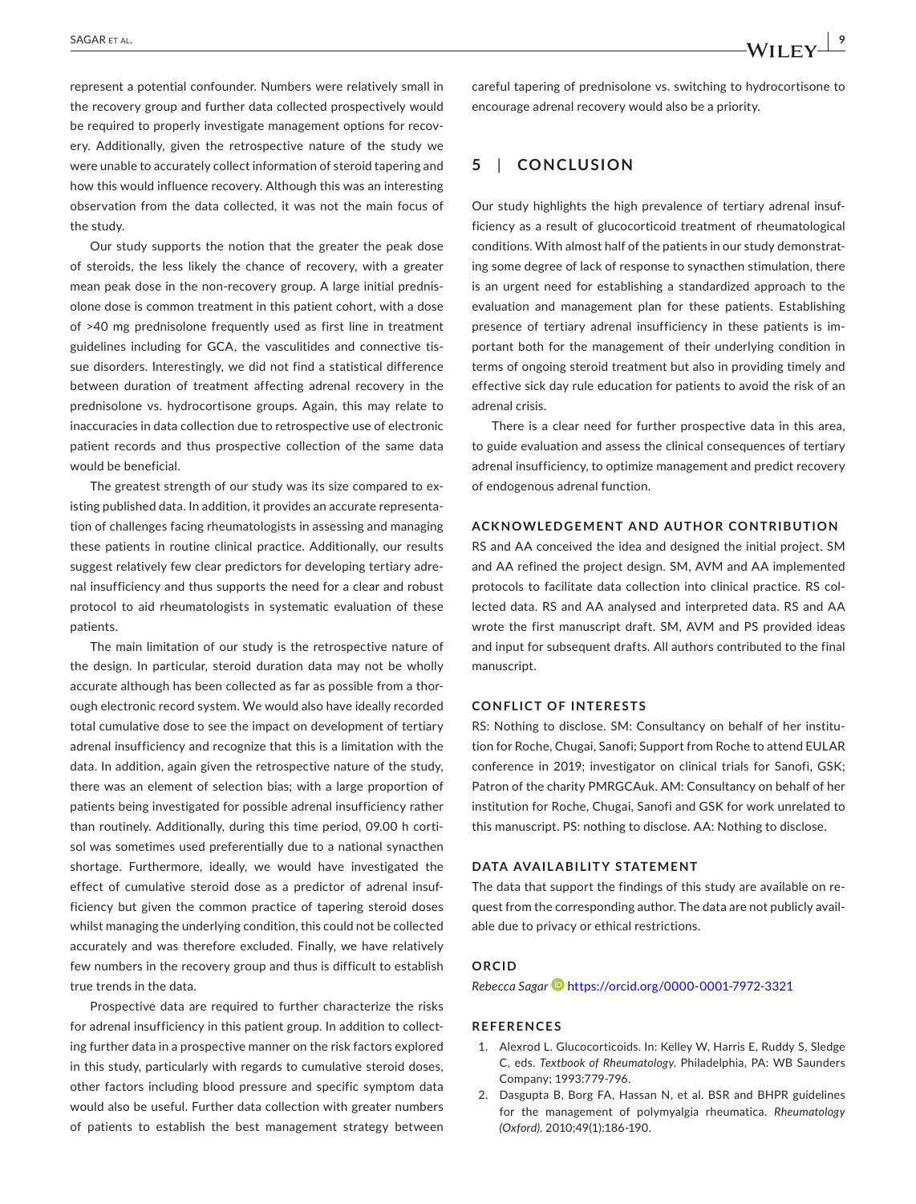represent a potential confounder. Numbers were relatively small in the recovery group and further data collected prospectively would be required to properly investigate management options for recovery. Additionally, given the retrospective nature of the study we were unable to accurately collect information of steroid tapering and how this would influence recovery. Although this was an interesting observation from the data collected, it was not the main focus of the study.

Our study supports the notion that the greater the peak dose of steroids, the less likely the chance of recovery, with a greater mean peak dose in the non-recovery group. A large initial prednisolone dose is common treatment in this patient cohort, with a dose of >40 mg prednisolone frequently used as first line in treatment guidelines including for GCA, the vasculitides and connective tissue disorders. Interestingly, we did not find a statistical difference between duration of treatment affecting adrenal recovery in the prednisolone vs. hydrocortisone groups. Again, this may relate to inaccuracies in data collection due to retrospective use of electronic patient records and thus prospective collection of the same data would be beneficial.

The greatest strength of our study was its size compared to existing published data. In addition, it provides an accurate representation of challenges facing rheumatologists in assessing and managing these patients in routine clinical practice. Additionally, our results suggest relatively few clear predictors for developing tertiary adrenal insufficiency and thus supports the need for a clear and robust protocol to aid rheumatologists in systematic evaluation of these patients.

The main limitation of our study is the retrospective nature of the design. In particular, steroid duration data may not be wholly accurate although has been collected as far as possible from a thorough electronic record system. We would also have ideally recorded total cumulative dose to see the impact on development of tertiary adrenal insufficiency and recognize that this is a limitation with the data. In addition, again given the retrospective nature of the study, there was an element of selection bias; with a large proportion of patients being investigated for possible adrenal insufficiency rather than routinely. Additionally, during this time period, 09.00 h cortisol was sometimes used preferentially due to a national synacthen shortage. Furthermore, ideally, we would have investigated the effect of cumulative steroid dose as a predictor of adrenal insufficiency but given the common practice of tapering steroid doses whilst managing the underlying condition, this could not be collected accurately and was therefore excluded. Finally, we have relatively few numbers in the recovery group and thus is difficult to establish true trends in the data.

Prospective data are required to further characterize the risks for adrenal insufficiency in this patient group. In addition to collecting further data in a prospective manner on the risk factors explored in this study, particularly with regards to cumulative steroid doses, other factors including blood pressure and specific symptom data would also be useful. Further data collection with greater numbers of patients to establish the best management strategy between careful tapering of prednisolone vs. switching to hydrocortisone to encourage adrenal recovery would also be a priority.

## 5 | CONCLUSION

Our study highlights the high prevalence of tertiary adrenal insufficiency as a result of glucocorticoid treatment of rheumatological conditions. With almost half of the patients in our study demonstrating some degree of lack of response to synacthen stimulation, there is an urgent need for establishing a standardized approach to the evaluation and management plan for these patients. Establishing presence of tertiary adrenal insufficiency in these patients is important both for the management of their underlying condition in terms of ongoing steroid treatment but also in providing timely and effective sick day rule education for patients to avoid the risk of an adrenal crisis.

There is a clear need for further prospective data in this area, to guide evaluation and assess the clinical consequences of tertiary adrenal insufficiency, to optimize management and predict recovery of endogenous adrenal function.

### ACKNOWLEDGEMENT AND AUTHOR CONTRIBUTION

RS and AA conceived the idea and designed the initial project. SM and AA refined the project design. SM, AVM and AA implemented protocols to facilitate data collection into clinical practice. RS collected data. RS and AA analysed and interpreted data. RS and AA wrote the first manuscript draft. SM, AVM and PS provided ideas and input for subsequent drafts. All authors contributed to the final manuscript.

### CONFLICT OF INTERESTS

RS: Nothing to disclose. SM: Consultancy on behalf of her institution for Roche, Chugai, Sanofi; Support from Roche to attend EULAR conference in 2019; investigator on clinical trials for Sanofi, GSK; Patron of the charity PMRGCAuk. AM: Consultancy on behalf of her institution for Roche, Chugai, Sanofi and GSK for work unrelated to this manuscript. PS: nothing to disclose. AA: Nothing to disclose.

### DATA AVAILABILITY STATEMENT

The data that support the findings of this study are available on request from the corresponding author. The data are not publicly available due to privacy or ethical restrictions.

### ORCID

*Rebecca Sagar* https://orcid.org/0000-0001-7972-3321

### REFERENCES

1. Alexrod L. Glucocorticoids. In: Kelley W, Harris E, Ruddy S, Sledge C, eds. *Textbook of Rheumatology*. Philadelphia, PA: WB Saunders Company; 1993:779-796.
2. Dasgupta B, Borg FA, Hassan N, et al. BSR and BHPR guidelines for the management of polymyalgia rheumatica. *Rheumatology (Oxford)*. 2010;49(1):186-190.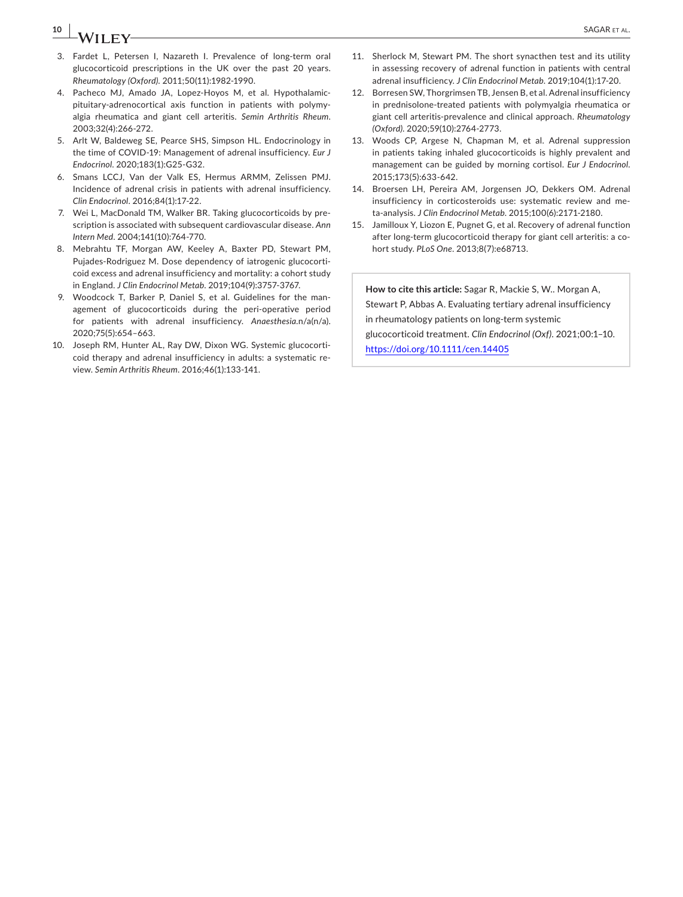3. Fardet L, Petersen I, Nazareth I. Prevalence of long-term oral glucocorticoid prescriptions in the UK over the past 20 years. *Rheumatology (Oxford)*. 2011;50(11):1982-1990.
4. Pacheco MJ, Amado JA, Lopez-Hoyos M, et al. Hypothalamic-pituitary-adrenocortical axis function in patients with polymyalgia rheumatica and giant cell arteritis. *Semin Arthritis Rheum*. 2003;32(4):266-272.
5. Arlt W, Baldeweg SE, Pearce SHS, Simpson HL. Endocrinology in the time of COVID-19: Management of adrenal insufficiency. *Eur J Endocrinol*. 2020;183(1):G25-G32.
6. Smans LCCJ, Van der Valk ES, Hermus ARMM, Zelissen PMJ. Incidence of adrenal crisis in patients with adrenal insufficiency. *Clin Endocrinol*. 2016;84(1):17-22.
7. Wei L, MacDonald TM, Walker BR. Taking glucocorticoids by prescription is associated with subsequent cardiovascular disease. *Ann Intern Med*. 2004;141(10):764-770.
8. Mebrahtu TF, Morgan AW, Keeley A, Baxter PD, Stewart PM, Pujades-Rodriguez M. Dose dependency of iatrogenic glucocorticoid excess and adrenal insufficiency and mortality: a cohort study in England. *J Clin Endocrinol Metab*. 2019;104(9):3757-3767.
9. Woodcock T, Barker P, Daniel S, et al. Guidelines for the management of glucocorticoids during the peri-operative period for patients with adrenal insufficiency. *Anaesthesia*.n/a(n/a). 2020;75(5):654–663.
10. Joseph RM, Hunter AL, Ray DW, Dixon WG. Systemic glucocorticoid therapy and adrenal insufficiency in adults: a systematic review. *Semin Arthritis Rheum*. 2016;46(1):133-141.
11. Sherlock M, Stewart PM. The short synacthen test and its utility in assessing recovery of adrenal function in patients with central adrenal insufficiency. *J Clin Endocrinol Metab*. 2019;104(1):17-20.
12. Borresen SW, Thorgrimsen TB, Jensen B, et al. Adrenal insufficiency in prednisolone-treated patients with polymyalgia rheumatica or giant cell arteritis-prevalence and clinical approach. *Rheumatology (Oxford)*. 2020;59(10):2764-2773.
13. Woods CP, Argese N, Chapman M, et al. Adrenal suppression in patients taking inhaled glucocorticoids is highly prevalent and management can be guided by morning cortisol. *Eur J Endocrinol*. 2015;173(5):633-642.
14. Broersen LH, Pereira AM, Jorgensen JO, Dekkers OM. Adrenal insufficiency in corticosteroids use: systematic review and meta-analysis. *J Clin Endocrinol Metab*. 2015;100(6):2171-2180.
15. Jamilloux Y, Liozon E, Pugnet G, et al. Recovery of adrenal function after long-term glucocorticoid therapy for giant cell arteritis: a cohort study. *PLoS One*. 2013;8(7):e68713.

**How to cite this article:** Sagar R, Mackie S, W.. Morgan A, Stewart P, Abbas A. Evaluating tertiary adrenal insufficiency in rheumatology patients on long-term systemic glucocorticoid treatment. *Clin Endocrinol (Oxf)*. 2021;00:1–10. https://doi.org/10.1111/cen.14405